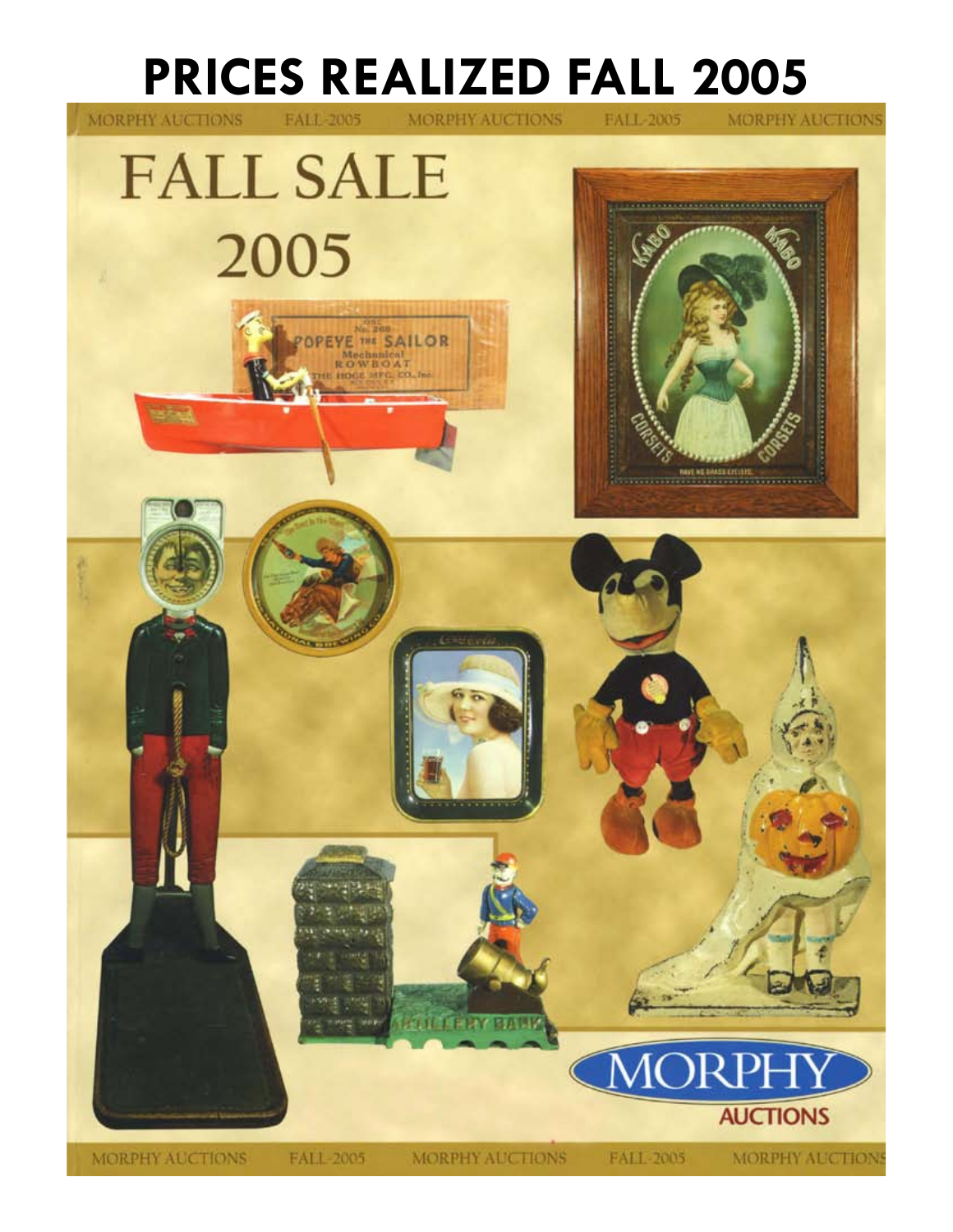# PRICES REALIZED FALL 2005

# FALL SALE 2005

MORPHY AUCTIONS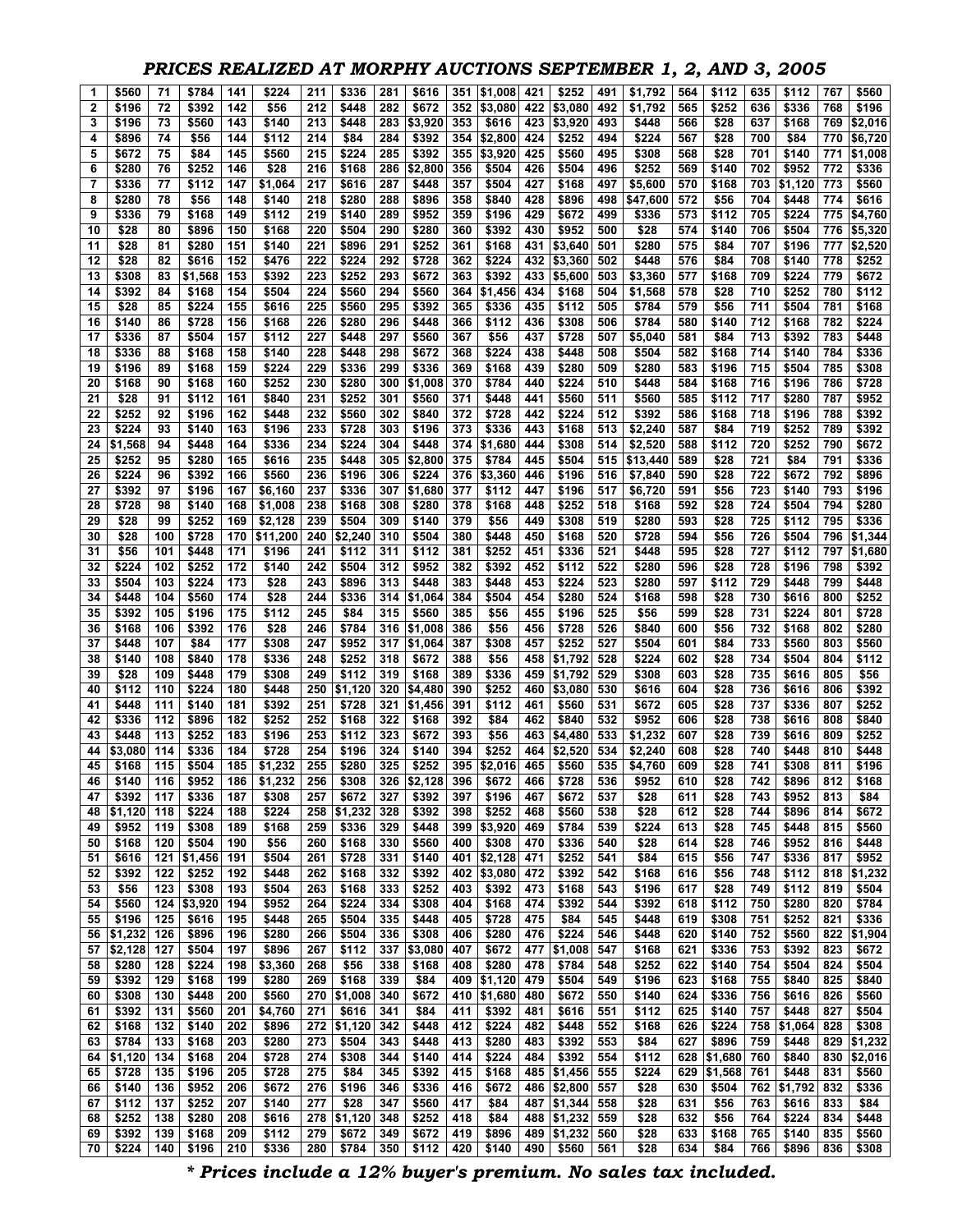# PRICES REALIZED AT MORPHY AUCTIONS SEPTEMBER 1, 2, AND 3, 2005

| | | | | | | | | | | | | | | | | | | | | | |
|---|---|---|---|---|---|---|---|---|---|---|---|---|---|---|---|---|---|---|---|---|---|
| 1 | $560 | 71 | $784 | 141 | $224 | 211 | $336 | 281 | $616 | 351 | $1,008 | 421 | $252 | 491 | $1,792 | 564 | $112 | 635 | $112 | 767 | $560 |
| 2 | $196 | 72 | $392 | 142 | $56 | 212 | $448 | 282 | $672 | 352 | $3,080 | 422 | $3,080 | 492 | $1,792 | 565 | $252 | 636 | $336 | 768 | $196 |
| 3 | $196 | 73 | $560 | 143 | $140 | 213 | $448 | 283 | $3,920 | 353 | $616 | 423 | $3,920 | 493 | $448 | 566 | $28 | 637 | $168 | 769 | $2,016 |
| 4 | $896 | 74 | $56 | 144 | $112 | 214 | $84 | 284 | $392 | 354 | $2,800 | 424 | $252 | 494 | $224 | 567 | $28 | 700 | $84 | 770 | $6,720 |
| 5 | $672 | 75 | $84 | 145 | $560 | 215 | $224 | 285 | $392 | 355 | $3,920 | 425 | $560 | 495 | $308 | 568 | $28 | 701 | $140 | 771 | $1,008 |
| 6 | $280 | 76 | $252 | 146 | $28 | 216 | $168 | 286 | $2,800 | 356 | $504 | 426 | $504 | 496 | $252 | 569 | $140 | 702 | $952 | 772 | $336 |
| 7 | $336 | 77 | $112 | 147 | $1,064 | 217 | $616 | 287 | $448 | 357 | $504 | 427 | $168 | 497 | $5,600 | 570 | $168 | 703 | $1,120 | 773 | $560 |
| 8 | $280 | 78 | $56 | 148 | $140 | 218 | $280 | 288 | $896 | 358 | $840 | 428 | $896 | 498 | $47,600 | 572 | $56 | 704 | $448 | 774 | $616 |
| 9 | $336 | 79 | $168 | 149 | $112 | 219 | $140 | 289 | $952 | 359 | $196 | 429 | $672 | 499 | $336 | 573 | $112 | 705 | $224 | 775 | $4,760 |
| 10 | $28 | 80 | $896 | 150 | $168 | 220 | $504 | 290 | $280 | 360 | $392 | 430 | $952 | 500 | $28 | 574 | $140 | 706 | $504 | 776 | $5,320 |
| 11 | $28 | 81 | $280 | 151 | $140 | 221 | $896 | 291 | $252 | 361 | $168 | 431 | $3,640 | 501 | $280 | 575 | $84 | 707 | $196 | 777 | $2,520 |
| 12 | $28 | 82 | $616 | 152 | $476 | 222 | $224 | 292 | $728 | 362 | $224 | 432 | $3,360 | 502 | $448 | 576 | $84 | 708 | $140 | 778 | $252 |
| 13 | $308 | 83 | $1,568 | 153 | $392 | 223 | $252 | 293 | $672 | 363 | $392 | 433 | $5,600 | 503 | $3,360 | 577 | $168 | 709 | $224 | 779 | $672 |
| 14 | $392 | 84 | $168 | 154 | $504 | 224 | $560 | 294 | $560 | 364 | $1,456 | 434 | $168 | 504 | $1,568 | 578 | $28 | 710 | $252 | 780 | $112 |
| 15 | $28 | 85 | $224 | 155 | $616 | 225 | $560 | 295 | $392 | 365 | $336 | 435 | $112 | 505 | $784 | 579 | $56 | 711 | $504 | 781 | $168 |
| 16 | $140 | 86 | $728 | 156 | $168 | 226 | $280 | 296 | $448 | 366 | $112 | 436 | $308 | 506 | $784 | 580 | $140 | 712 | $168 | 782 | $224 |
| 17 | $336 | 87 | $504 | 157 | $112 | 227 | $448 | 297 | $560 | 367 | $56 | 437 | $728 | 507 | $5,040 | 581 | $84 | 713 | $392 | 783 | $448 |
| 18 | $336 | 88 | $168 | 158 | $140 | 228 | $448 | 298 | $672 | 368 | $224 | 438 | $448 | 508 | $504 | 582 | $168 | 714 | $140 | 784 | $336 |
| 19 | $196 | 89 | $168 | 159 | $224 | 229 | $336 | 299 | $336 | 369 | $168 | 439 | $280 | 509 | $280 | 583 | $196 | 715 | $504 | 785 | $308 |
| 20 | $168 | 90 | $168 | 160 | $252 | 230 | $280 | 300 | $1,008 | 370 | $784 | 440 | $224 | 510 | $448 | 584 | $168 | 716 | $196 | 786 | $728 |
| 21 | $28 | 91 | $112 | 161 | $840 | 231 | $252 | 301 | $560 | 371 | $448 | 441 | $560 | 511 | $560 | 585 | $112 | 717 | $280 | 787 | $952 |
| 22 | $252 | 92 | $196 | 162 | $448 | 232 | $560 | 302 | $840 | 372 | $728 | 442 | $224 | 512 | $392 | 586 | $168 | 718 | $196 | 788 | $392 |
| 23 | $224 | 93 | $140 | 163 | $196 | 233 | $728 | 303 | $196 | 373 | $336 | 443 | $168 | 513 | $2,240 | 587 | $84 | 719 | $252 | 789 | $392 |
| 24 | $1,568 | 94 | $448 | 164 | $336 | 234 | $224 | 304 | $448 | 374 | $1,680 | 444 | $308 | 514 | $2,520 | 588 | $112 | 720 | $252 | 790 | $672 |
| 25 | $252 | 95 | $280 | 165 | $616 | 235 | $448 | 305 | $2,800 | 375 | $784 | 445 | $504 | 515 | $13,440 | 589 | $28 | 721 | $84 | 791 | $336 |
| 26 | $224 | 96 | $392 | 166 | $560 | 236 | $196 | 306 | $224 | 376 | $3,360 | 446 | $196 | 516 | $7,840 | 590 | $28 | 722 | $672 | 792 | $896 |
| 27 | $392 | 97 | $196 | 167 | $6,160 | 237 | $336 | 307 | $1,680 | 377 | $112 | 447 | $196 | 517 | $6,720 | 591 | $56 | 723 | $140 | 793 | $196 |
| 28 | $728 | 98 | $140 | 168 | $1,008 | 238 | $168 | 308 | $280 | 378 | $168 | 448 | $252 | 518 | $168 | 592 | $28 | 724 | $504 | 794 | $280 |
| 29 | $28 | 99 | $252 | 169 | $2,128 | 239 | $504 | 309 | $140 | 379 | $56 | 449 | $308 | 519 | $280 | 593 | $28 | 725 | $112 | 795 | $336 |
| 30 | $28 | 100 | $728 | 170 | $11,200 | 240 | $2,240 | 310 | $504 | 380 | $448 | 450 | $168 | 520 | $728 | 594 | $56 | 726 | $504 | 796 | $1,344 |
| 31 | $56 | 101 | $448 | 171 | $196 | 241 | $112 | 311 | $112 | 381 | $252 | 451 | $336 | 521 | $448 | 595 | $28 | 727 | $112 | 797 | $1,680 |
| 32 | $224 | 102 | $252 | 172 | $140 | 242 | $504 | 312 | $952 | 382 | $392 | 452 | $112 | 522 | $280 | 596 | $28 | 728 | $196 | 798 | $392 |
| 33 | $504 | 103 | $224 | 173 | $28 | 243 | $896 | 313 | $448 | 383 | $448 | 453 | $224 | 523 | $280 | 597 | $112 | 729 | $448 | 799 | $448 |
| 34 | $448 | 104 | $560 | 174 | $28 | 244 | $336 | 314 | $1,064 | 384 | $504 | 454 | $280 | 524 | $168 | 598 | $28 | 730 | $616 | 800 | $252 |
| 35 | $392 | 105 | $196 | 175 | $112 | 245 | $84 | 315 | $560 | 385 | $56 | 455 | $196 | 525 | $56 | 599 | $28 | 731 | $224 | 801 | $728 |
| 36 | $168 | 106 | $392 | 176 | $28 | 246 | $784 | 316 | $1,008 | 386 | $56 | 456 | $728 | 526 | $840 | 600 | $56 | 732 | $168 | 802 | $280 |
| 37 | $448 | 107 | $84 | 177 | $308 | 247 | $952 | 317 | $1,064 | 387 | $308 | 457 | $252 | 527 | $504 | 601 | $84 | 733 | $560 | 803 | $560 |
| 38 | $140 | 108 | $840 | 178 | $336 | 248 | $252 | 318 | $672 | 388 | $56 | 458 | $1,792 | 528 | $224 | 602 | $28 | 734 | $504 | 804 | $112 |
| 39 | $28 | 109 | $448 | 179 | $308 | 249 | $112 | 319 | $168 | 389 | $336 | 459 | $1,792 | 529 | $308 | 603 | $28 | 735 | $616 | 805 | $56 |
| 40 | $112 | 110 | $224 | 180 | $448 | 250 | $1,120 | 320 | $4,480 | 390 | $252 | 460 | $3,080 | 530 | $616 | 604 | $28 | 736 | $616 | 806 | $392 |
| 41 | $448 | 111 | $140 | 181 | $392 | 251 | $728 | 321 | $1,456 | 391 | $112 | 461 | $560 | 531 | $672 | 605 | $28 | 737 | $336 | 807 | $252 |
| 42 | $336 | 112 | $896 | 182 | $252 | 252 | $168 | 322 | $168 | 392 | $84 | 462 | $840 | 532 | $952 | 606 | $28 | 738 | $616 | 808 | $840 |
| 43 | $448 | 113 | $252 | 183 | $196 | 253 | $112 | 323 | $672 | 393 | $56 | 463 | $4,480 | 533 | $1,232 | 607 | $28 | 739 | $616 | 809 | $252 |
| 44 | $3,080 | 114 | $336 | 184 | $728 | 254 | $196 | 324 | $140 | 394 | $252 | 464 | $2,520 | 534 | $2,240 | 608 | $28 | 740 | $448 | 810 | $448 |
| 45 | $168 | 115 | $504 | 185 | $1,232 | 255 | $280 | 325 | $252 | 395 | $2,016 | 465 | $560 | 535 | $4,760 | 609 | $28 | 741 | $308 | 811 | $196 |
| 46 | $140 | 116 | $952 | 186 | $1,232 | 256 | $308 | 326 | $2,128 | 396 | $672 | 466 | $728 | 536 | $952 | 610 | $28 | 742 | $896 | 812 | $168 |
| 47 | $392 | 117 | $336 | 187 | $308 | 257 | $672 | 327 | $392 | 397 | $196 | 467 | $672 | 537 | $28 | 611 | $28 | 743 | $952 | 813 | $84 |
| 48 | $1,120 | 118 | $224 | 188 | $224 | 258 | $1,232 | 328 | $392 | 398 | $252 | 468 | $560 | 538 | $28 | 612 | $28 | 744 | $896 | 814 | $672 |
| 49 | $952 | 119 | $308 | 189 | $168 | 259 | $336 | 329 | $448 | 399 | $3,920 | 469 | $784 | 539 | $224 | 613 | $28 | 745 | $448 | 815 | $560 |
| 50 | $168 | 120 | $504 | 190 | $56 | 260 | $168 | 330 | $560 | 400 | $308 | 470 | $336 | 540 | $28 | 614 | $28 | 746 | $952 | 816 | $448 |
| 51 | $616 | 121 | $1,456 | 191 | $504 | 261 | $728 | 331 | $140 | 401 | $2,128 | 471 | $252 | 541 | $84 | 615 | $56 | 747 | $336 | 817 | $952 |
| 52 | $392 | 122 | $252 | 192 | $448 | 262 | $168 | 332 | $392 | 402 | $3,080 | 472 | $392 | 542 | $168 | 616 | $56 | 748 | $112 | 818 | $1,232 |
| 53 | $56 | 123 | $308 | 193 | $504 | 263 | $168 | 333 | $252 | 403 | $392 | 473 | $168 | 543 | $196 | 617 | $28 | 749 | $112 | 819 | $504 |
| 54 | $560 | 124 | $3,920 | 194 | $952 | 264 | $224 | 334 | $308 | 404 | $168 | 474 | $392 | 544 | $392 | 618 | $112 | 750 | $280 | 820 | $784 |
| 55 | $196 | 125 | $616 | 195 | $448 | 265 | $504 | 335 | $448 | 405 | $728 | 475 | $84 | 545 | $448 | 619 | $308 | 751 | $252 | 821 | $336 |
| 56 | $1,232 | 126 | $896 | 196 | $280 | 266 | $504 | 336 | $308 | 406 | $280 | 476 | $224 | 546 | $448 | 620 | $140 | 752 | $560 | 822 | $1,904 |
| 57 | $2,128 | 127 | $504 | 197 | $896 | 267 | $112 | 337 | $3,080 | 407 | $672 | 477 | $1,008 | 547 | $168 | 621 | $336 | 753 | $392 | 823 | $672 |
| 58 | $280 | 128 | $224 | 198 | $3,360 | 268 | $56 | 338 | $168 | 408 | $280 | 478 | $784 | 548 | $252 | 622 | $140 | 754 | $504 | 824 | $504 |
| 59 | $392 | 129 | $168 | 199 | $280 | 269 | $168 | 339 | $84 | 409 | $1,120 | 479 | $504 | 549 | $196 | 623 | $168 | 755 | $840 | 825 | $840 |
| 60 | $308 | 130 | $448 | 200 | $560 | 270 | $1,008 | 340 | $672 | 410 | $1,680 | 480 | $672 | 550 | $140 | 624 | $336 | 756 | $616 | 826 | $560 |
| 61 | $392 | 131 | $560 | 201 | $4,760 | 271 | $616 | 341 | $84 | 411 | $392 | 481 | $616 | 551 | $112 | 625 | $140 | 757 | $448 | 827 | $504 |
| 62 | $168 | 132 | $140 | 202 | $896 | 272 | $1,120 | 342 | $448 | 412 | $224 | 482 | $448 | 552 | $168 | 626 | $224 | 758 | $1,064 | 828 | $308 |
| 63 | $784 | 133 | $168 | 203 | $280 | 273 | $504 | 343 | $448 | 413 | $280 | 483 | $392 | 553 | $84 | 627 | $896 | 759 | $448 | 829 | $1,232 |
| 64 | $1,120 | 134 | $168 | 204 | $728 | 274 | $308 | 344 | $140 | 414 | $224 | 484 | $392 | 554 | $112 | 628 | $1,680 | 760 | $840 | 830 | $2,016 |
| 65 | $728 | 135 | $196 | 205 | $728 | 275 | $84 | 345 | $392 | 415 | $168 | 485 | $1,456 | 555 | $224 | 629 | $1,568 | 761 | $448 | 831 | $560 |
| 66 | $140 | 136 | $952 | 206 | $672 | 276 | $196 | 346 | $336 | 416 | $672 | 486 | $2,800 | 557 | $28 | 630 | $504 | 762 | $1,792 | 832 | $336 |
| 67 | $112 | 137 | $252 | 207 | $140 | 277 | $28 | 347 | $560 | 417 | $84 | 487 | $1,344 | 558 | $28 | 631 | $56 | 763 | $616 | 833 | $84 |
| 68 | $252 | 138 | $280 | 208 | $616 | 278 | $1,120 | 348 | $252 | 418 | $84 | 488 | $1,232 | 559 | $28 | 632 | $56 | 764 | $224 | 834 | $448 |
| 69 | $392 | 139 | $168 | 209 | $112 | 279 | $672 | 349 | $672 | 419 | $896 | 489 | $1,232 | 560 | $28 | 633 | $168 | 765 | $140 | 835 | $560 |
| 70 | $224 | 140 | $196 | 210 | $336 | 280 | $784 | 350 | $112 | 420 | $140 | 490 | $560 | 561 | $28 | 634 | $84 | 766 | $896 | 836 | $308 |

*** Prices include a 12% buyer's premium. No sales tax included.***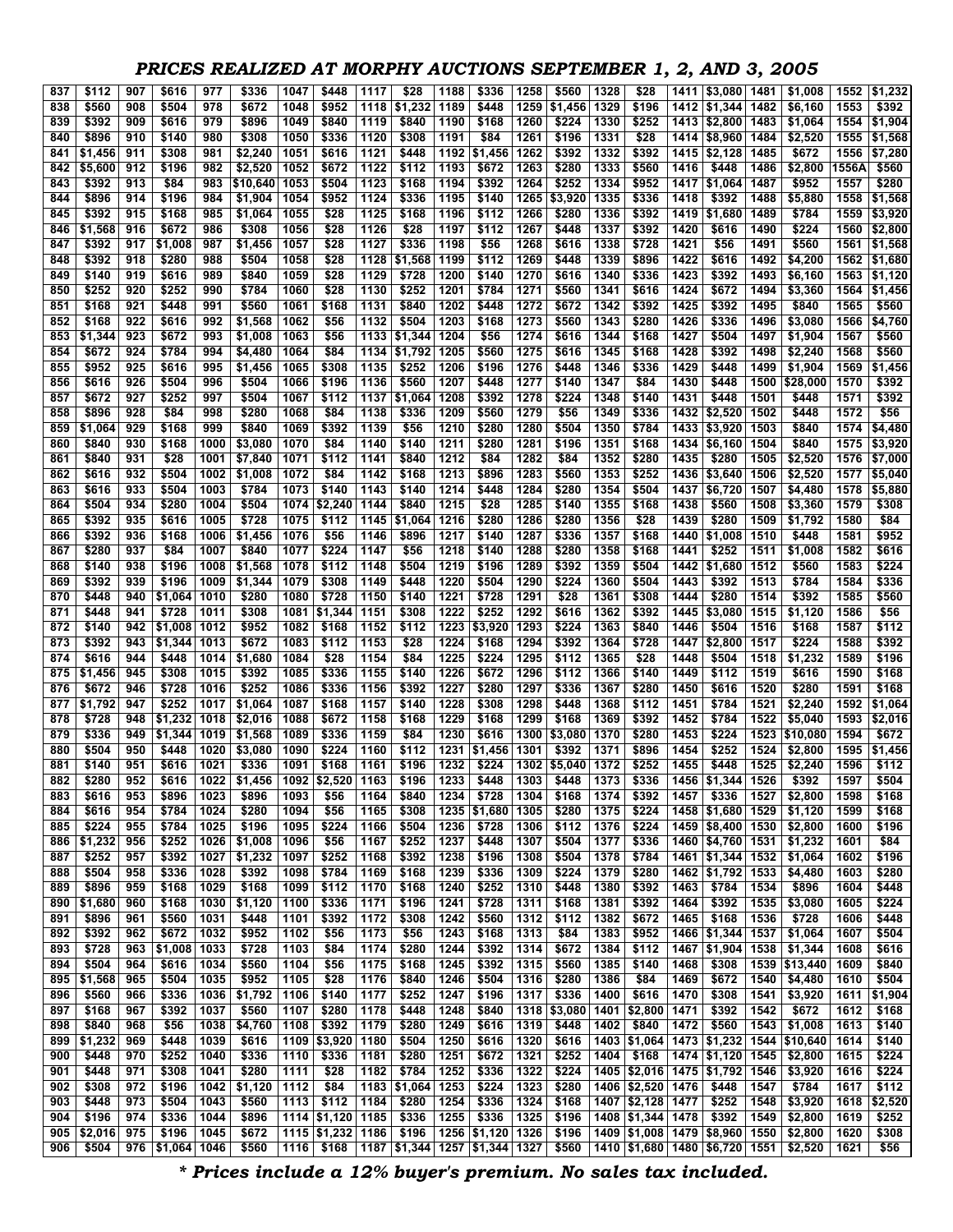# PRICES REALIZED AT MORPHY AUCTIONS SEPTEMBER 1, 2, AND 3, 2005

| | | | | | | | | | | | | | | | | | | | | | | | | | |
|---|---|---|---|---|---|---|---|---|---|---|---|---|---|---|---|---|---|---|---|---|---|---|---|---|---|
| 837 | $112 | 907 | $616 | 977 | $336 | 1047 | $448 | 1117 | $28 | 1188 | $336 | 1258 | $560 | 1328 | $28 | 1411 | $3,080 | 1481 | $1,008 | 1552 | $1,232 |
| 838 | $560 | 908 | $504 | 978 | $672 | 1048 | $952 | 1118 | $1,232 | 1189 | $448 | 1259 | $1,456 | 1329 | $196 | 1412 | $1,344 | 1482 | $6,160 | 1553 | $392 |
| 839 | $392 | 909 | $616 | 979 | $896 | 1049 | $840 | 1119 | $840 | 1190 | $168 | 1260 | $224 | 1330 | $252 | 1413 | $2,800 | 1483 | $1,064 | 1554 | $1,904 |
| 840 | $896 | 910 | $140 | 980 | $308 | 1050 | $336 | 1120 | $308 | 1191 | $84 | 1261 | $196 | 1331 | $28 | 1414 | $8,960 | 1484 | $2,520 | 1555 | $1,568 |
| 841 | $1,456 | 911 | $308 | 981 | $2,240 | 1051 | $616 | 1121 | $448 | 1192 | $1,456 | 1262 | $392 | 1332 | $392 | 1415 | $2,128 | 1485 | $672 | 1556 | $7,280 |
| 842 | $5,600 | 912 | $196 | 982 | $2,520 | 1052 | $672 | 1122 | $112 | 1193 | $672 | 1263 | $280 | 1333 | $560 | 1416 | $448 | 1486 | $2,800 | 1556A | $560 |
| 843 | $392 | 913 | $84 | 983 | $10,640 | 1053 | $504 | 1123 | $168 | 1194 | $392 | 1264 | $252 | 1334 | $952 | 1417 | $1,064 | 1487 | $952 | 1557 | $280 |
| 844 | $896 | 914 | $196 | 984 | $1,904 | 1054 | $952 | 1124 | $336 | 1195 | $140 | 1265 | $3,920 | 1335 | $336 | 1418 | $392 | 1488 | $5,880 | 1558 | $1,568 |
| 845 | $392 | 915 | $168 | 985 | $1,064 | 1055 | $28 | 1125 | $168 | 1196 | $112 | 1266 | $280 | 1336 | $392 | 1419 | $1,680 | 1489 | $784 | 1559 | $3,920 |
| 846 | $1,568 | 916 | $672 | 986 | $308 | 1056 | $28 | 1126 | $28 | 1197 | $112 | 1267 | $448 | 1337 | $392 | 1420 | $616 | 1490 | $224 | 1560 | $2,800 |
| 847 | $392 | 917 | $1,008 | 987 | $1,456 | 1057 | $28 | 1127 | $336 | 1198 | $56 | 1268 | $616 | 1338 | $728 | 1421 | $56 | 1491 | $560 | 1561 | $1,568 |
| 848 | $392 | 918 | $280 | 988 | $504 | 1058 | $28 | 1128 | $1,568 | 1199 | $112 | 1269 | $448 | 1339 | $896 | 1422 | $616 | 1492 | $4,200 | 1562 | $1,680 |
| 849 | $140 | 919 | $616 | 989 | $840 | 1059 | $28 | 1129 | $728 | 1200 | $140 | 1270 | $616 | 1340 | $336 | 1423 | $392 | 1493 | $6,160 | 1563 | $1,120 |
| 850 | $252 | 920 | $252 | 990 | $784 | 1060 | $28 | 1130 | $252 | 1201 | $784 | 1271 | $560 | 1341 | $616 | 1424 | $672 | 1494 | $3,360 | 1564 | $1,456 |
| 851 | $168 | 921 | $448 | 991 | $560 | 1061 | $168 | 1131 | $840 | 1202 | $448 | 1272 | $672 | 1342 | $392 | 1425 | $392 | 1495 | $840 | 1565 | $560 |
| 852 | $168 | 922 | $616 | 992 | $1,568 | 1062 | $56 | 1132 | $504 | 1203 | $168 | 1273 | $560 | 1343 | $280 | 1426 | $336 | 1496 | $3,080 | 1566 | $4,760 |
| 853 | $1,344 | 923 | $672 | 993 | $1,008 | 1063 | $56 | 1133 | $1,344 | 1204 | $56 | 1274 | $616 | 1344 | $168 | 1427 | $504 | 1497 | $1,904 | 1567 | $560 |
| 854 | $672 | 924 | $784 | 994 | $4,480 | 1064 | $84 | 1134 | $1,792 | 1205 | $560 | 1275 | $616 | 1345 | $168 | 1428 | $392 | 1498 | $2,240 | 1568 | $560 |
| 855 | $952 | 925 | $616 | 995 | $1,456 | 1065 | $308 | 1135 | $252 | 1206 | $196 | 1276 | $448 | 1346 | $336 | 1429 | $448 | 1499 | $1,904 | 1569 | $1,456 |
| 856 | $616 | 926 | $504 | 996 | $504 | 1066 | $196 | 1136 | $560 | 1207 | $448 | 1277 | $140 | 1347 | $84 | 1430 | $448 | 1500 | $28,000 | 1570 | $392 |
| 857 | $672 | 927 | $252 | 997 | $504 | 1067 | $112 | 1137 | $1,064 | 1208 | $392 | 1278 | $224 | 1348 | $140 | 1431 | $448 | 1501 | $448 | 1571 | $392 |
| 858 | $896 | 928 | $84 | 998 | $280 | 1068 | $84 | 1138 | $336 | 1209 | $560 | 1279 | $56 | 1349 | $336 | 1432 | $2,520 | 1502 | $448 | 1572 | $56 |
| 859 | $1,064 | 929 | $168 | 999 | $840 | 1069 | $392 | 1139 | $56 | 1210 | $280 | 1280 | $504 | 1350 | $784 | 1433 | $3,920 | 1503 | $840 | 1574 | $4,480 |
| 860 | $840 | 930 | $168 | 1000 | $3,080 | 1070 | $84 | 1140 | $140 | 1211 | $280 | 1281 | $196 | 1351 | $168 | 1434 | $6,160 | 1504 | $840 | 1575 | $3,920 |
| 861 | $840 | 931 | $28 | 1001 | $7,840 | 1071 | $112 | 1141 | $840 | 1212 | $84 | 1282 | $84 | 1352 | $280 | 1435 | $280 | 1505 | $2,520 | 1576 | $7,000 |
| 862 | $616 | 932 | $504 | 1002 | $1,008 | 1072 | $84 | 1142 | $168 | 1213 | $896 | 1283 | $560 | 1353 | $252 | 1436 | $3,640 | 1506 | $2,520 | 1577 | $5,040 |
| 863 | $616 | 933 | $504 | 1003 | $784 | 1073 | $140 | 1143 | $140 | 1214 | $448 | 1284 | $280 | 1354 | $504 | 1437 | $6,720 | 1507 | $4,480 | 1578 | $5,880 |
| 864 | $504 | 934 | $280 | 1004 | $504 | 1074 | $2,240 | 1144 | $840 | 1215 | $28 | 1285 | $140 | 1355 | $168 | 1438 | $560 | 1508 | $3,360 | 1579 | $308 |
| 865 | $392 | 935 | $616 | 1005 | $728 | 1075 | $112 | 1145 | $1,064 | 1216 | $280 | 1286 | $280 | 1356 | $28 | 1439 | $280 | 1509 | $1,792 | 1580 | $84 |
| 866 | $392 | 936 | $168 | 1006 | $1,456 | 1076 | $56 | 1146 | $896 | 1217 | $140 | 1287 | $336 | 1357 | $168 | 1440 | $1,008 | 1510 | $448 | 1581 | $952 |
| 867 | $280 | 937 | $84 | 1007 | $840 | 1077 | $224 | 1147 | $56 | 1218 | $140 | 1288 | $280 | 1358 | $168 | 1441 | $252 | 1511 | $1,008 | 1582 | $616 |
| 868 | $140 | 938 | $196 | 1008 | $1,568 | 1078 | $112 | 1148 | $504 | 1219 | $196 | 1289 | $392 | 1359 | $504 | 1442 | $1,680 | 1512 | $560 | 1583 | $224 |
| 869 | $392 | 939 | $196 | 1009 | $1,344 | 1079 | $308 | 1149 | $448 | 1220 | $504 | 1290 | $224 | 1360 | $504 | 1443 | $392 | 1513 | $784 | 1584 | $336 |
| 870 | $448 | 940 | $1,064 | 1010 | $280 | 1080 | $728 | 1150 | $140 | 1221 | $728 | 1291 | $28 | 1361 | $308 | 1444 | $280 | 1514 | $392 | 1585 | $560 |
| 871 | $448 | 941 | $728 | 1011 | $308 | 1081 | $1,344 | 1151 | $308 | 1222 | $252 | 1292 | $616 | 1362 | $392 | 1445 | $3,080 | 1515 | $1,120 | 1586 | $56 |
| 872 | $140 | 942 | $1,008 | 1012 | $952 | 1082 | $168 | 1152 | $112 | 1223 | $3,920 | 1293 | $224 | 1363 | $840 | 1446 | $504 | 1516 | $168 | 1587 | $112 |
| 873 | $392 | 943 | $1,344 | 1013 | $672 | 1083 | $112 | 1153 | $28 | 1224 | $168 | 1294 | $392 | 1364 | $728 | 1447 | $2,800 | 1517 | $224 | 1588 | $392 |
| 874 | $616 | 944 | $448 | 1014 | $1,680 | 1084 | $28 | 1154 | $84 | 1225 | $224 | 1295 | $112 | 1365 | $28 | 1448 | $504 | 1518 | $1,232 | 1589 | $196 |
| 875 | $1,456 | 945 | $308 | 1015 | $392 | 1085 | $336 | 1155 | $140 | 1226 | $672 | 1296 | $112 | 1366 | $140 | 1449 | $112 | 1519 | $616 | 1590 | $168 |
| 876 | $672 | 946 | $728 | 1016 | $252 | 1086 | $336 | 1156 | $392 | 1227 | $280 | 1297 | $336 | 1367 | $280 | 1450 | $616 | 1520 | $280 | 1591 | $168 |
| 877 | $1,792 | 947 | $252 | 1017 | $1,064 | 1087 | $168 | 1157 | $140 | 1228 | $308 | 1298 | $448 | 1368 | $112 | 1451 | $784 | 1521 | $2,240 | 1592 | $1,064 |
| 878 | $728 | 948 | $1,232 | 1018 | $2,016 | 1088 | $672 | 1158 | $168 | 1229 | $168 | 1299 | $168 | 1369 | $392 | 1452 | $784 | 1522 | $5,040 | 1593 | $2,016 |
| 879 | $336 | 949 | $1,344 | 1019 | $1,568 | 1089 | $336 | 1159 | $84 | 1230 | $616 | 1300 | $3,080 | 1370 | $280 | 1453 | $224 | 1523 | $10,080 | 1594 | $672 |
| 880 | $504 | 950 | $448 | 1020 | $3,080 | 1090 | $224 | 1160 | $112 | 1231 | $1,456 | 1301 | $392 | 1371 | $896 | 1454 | $252 | 1524 | $2,800 | 1595 | $1,456 |
| 881 | $140 | 951 | $616 | 1021 | $336 | 1091 | $168 | 1161 | $196 | 1232 | $224 | 1302 | $5,040 | 1372 | $252 | 1455 | $448 | 1525 | $2,240 | 1596 | $112 |
| 882 | $280 | 952 | $616 | 1022 | $1,456 | 1092 | $2,520 | 1163 | $196 | 1233 | $448 | 1303 | $448 | 1373 | $336 | 1456 | $1,344 | 1526 | $392 | 1597 | $504 |
| 883 | $616 | 953 | $896 | 1023 | $896 | 1093 | $56 | 1164 | $840 | 1234 | $728 | 1304 | $168 | 1374 | $392 | 1457 | $336 | 1527 | $2,800 | 1598 | $168 |
| 884 | $616 | 954 | $784 | 1024 | $280 | 1094 | $56 | 1165 | $308 | 1235 | $1,680 | 1305 | $280 | 1375 | $224 | 1458 | $1,680 | 1529 | $1,120 | 1599 | $168 |
| 885 | $224 | 955 | $784 | 1025 | $196 | 1095 | $224 | 1166 | $504 | 1236 | $728 | 1306 | $112 | 1376 | $224 | 1459 | $8,400 | 1530 | $2,800 | 1600 | $196 |
| 886 | $1,232 | 956 | $252 | 1026 | $1,008 | 1096 | $56 | 1167 | $252 | 1237 | $448 | 1307 | $504 | 1377 | $336 | 1460 | $4,760 | 1531 | $1,232 | 1601 | $84 |
| 887 | $252 | 957 | $392 | 1027 | $1,232 | 1097 | $252 | 1168 | $392 | 1238 | $196 | 1308 | $504 | 1378 | $784 | 1461 | $1,344 | 1532 | $1,064 | 1602 | $196 |
| 888 | $504 | 958 | $336 | 1028 | $392 | 1098 | $784 | 1169 | $168 | 1239 | $336 | 1309 | $224 | 1379 | $280 | 1462 | $1,792 | 1533 | $4,480 | 1603 | $280 |
| 889 | $896 | 959 | $168 | 1029 | $168 | 1099 | $112 | 1170 | $168 | 1240 | $252 | 1310 | $448 | 1380 | $392 | 1463 | $784 | 1534 | $896 | 1604 | $448 |
| 890 | $1,680 | 960 | $168 | 1030 | $1,120 | 1100 | $336 | 1171 | $196 | 1241 | $728 | 1311 | $168 | 1381 | $392 | 1464 | $392 | 1535 | $3,080 | 1605 | $224 |
| 891 | $896 | 961 | $560 | 1031 | $448 | 1101 | $392 | 1172 | $308 | 1242 | $560 | 1312 | $112 | 1382 | $672 | 1465 | $168 | 1536 | $728 | 1606 | $448 |
| 892 | $392 | 962 | $672 | 1032 | $952 | 1102 | $56 | 1173 | $56 | 1243 | $168 | 1313 | $84 | 1383 | $952 | 1466 | $1,344 | 1537 | $1,064 | 1607 | $504 |
| 893 | $728 | 963 | $1,008 | 1033 | $728 | 1103 | $84 | 1174 | $280 | 1244 | $392 | 1314 | $672 | 1384 | $112 | 1467 | $1,904 | 1538 | $1,344 | 1608 | $616 |
| 894 | $504 | 964 | $616 | 1034 | $560 | 1104 | $56 | 1175 | $168 | 1245 | $392 | 1315 | $560 | 1385 | $140 | 1468 | $308 | 1539 | $13,440 | 1609 | $840 |
| 895 | $1,568 | 965 | $504 | 1035 | $952 | 1105 | $28 | 1176 | $840 | 1246 | $504 | 1316 | $280 | 1386 | $84 | 1469 | $672 | 1540 | $4,480 | 1610 | $504 |
| 896 | $560 | 966 | $336 | 1036 | $1,792 | 1106 | $140 | 1177 | $252 | 1247 | $196 | 1317 | $336 | 1400 | $616 | 1470 | $308 | 1541 | $3,920 | 1611 | $1,904 |
| 897 | $168 | 967 | $392 | 1037 | $560 | 1107 | $280 | 1178 | $448 | 1248 | $840 | 1318 | $3,080 | 1401 | $2,800 | 1471 | $392 | 1542 | $672 | 1612 | $168 |
| 898 | $840 | 968 | $56 | 1038 | $4,760 | 1108 | $392 | 1179 | $280 | 1249 | $616 | 1319 | $448 | 1402 | $840 | 1472 | $560 | 1543 | $1,008 | 1613 | $140 |
| 899 | $1,232 | 969 | $448 | 1039 | $616 | 1109 | $3,920 | 1180 | $504 | 1250 | $616 | 1320 | $616 | 1403 | $1,064 | 1473 | $1,232 | 1544 | $10,640 | 1614 | $140 |
| 900 | $448 | 970 | $252 | 1040 | $336 | 1110 | $336 | 1181 | $280 | 1251 | $672 | 1321 | $252 | 1404 | $168 | 1474 | $1,120 | 1545 | $2,800 | 1615 | $224 |
| 901 | $448 | 971 | $308 | 1041 | $280 | 1111 | $28 | 1182 | $784 | 1252 | $336 | 1322 | $224 | 1405 | $2,016 | 1475 | $1,792 | 1546 | $3,920 | 1616 | $224 |
| 902 | $308 | 972 | $196 | 1042 | $1,120 | 1112 | $84 | 1183 | $1,064 | 1253 | $224 | 1323 | $280 | 1406 | $2,520 | 1476 | $448 | 1547 | $784 | 1617 | $112 |
| 903 | $448 | 973 | $504 | 1043 | $560 | 1113 | $112 | 1184 | $280 | 1254 | $336 | 1324 | $168 | 1407 | $2,128 | 1477 | $252 | 1548 | $3,920 | 1618 | $2,520 |
| 904 | $196 | 974 | $336 | 1044 | $896 | 1114 | $1,120 | 1185 | $336 | 1255 | $336 | 1325 | $196 | 1408 | $1,344 | 1478 | $392 | 1549 | $2,800 | 1619 | $252 |
| 905 | $2,016 | 975 | $196 | 1045 | $672 | 1115 | $1,232 | 1186 | $196 | 1256 | $1,120 | 1326 | $196 | 1409 | $1,008 | 1479 | $8,960 | 1550 | $2,800 | 1620 | $308 |
| 906 | $504 | 976 | $1,064 | 1046 | $560 | 1116 | $168 | 1187 | $1,344 | 1257 | $1,344 | 1327 | $560 | 1410 | $1,680 | 1480 | $6,720 | 1551 | $2,520 | 1621 | $56 |

***\* Prices include a 12% buyer's premium. No sales tax included.***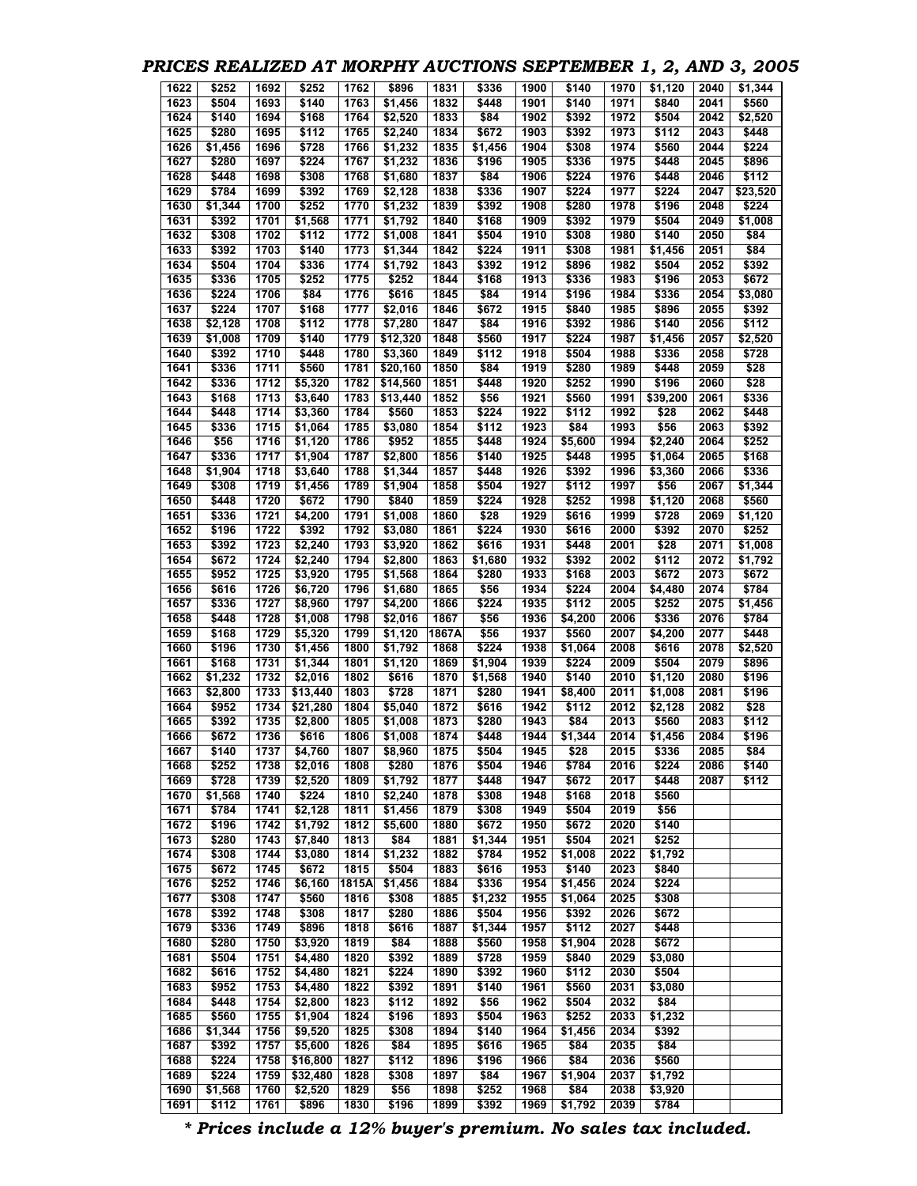## PRICES REALIZED AT MORPHY AUCTIONS SEPTEMBER 1, 2, AND 3, 2005

| | | | | | | | | | | | | | |
|---|---|---|---|---|---|---|---|---|---|---|---|---|---|
| 1622 | $252 | 1692 | $252 | 1762 | $896 | 1831 | $336 | 1900 | $140 | 1970 | $1,120 | 2040 | $1,344 |
| 1623 | $504 | 1693 | $140 | 1763 | $1,456 | 1832 | $448 | 1901 | $140 | 1971 | $840 | 2041 | $560 |
| 1624 | $140 | 1694 | $168 | 1764 | $2,520 | 1833 | $84 | 1902 | $392 | 1972 | $504 | 2042 | $2,520 |
| 1625 | $280 | 1695 | $112 | 1765 | $2,240 | 1834 | $672 | 1903 | $392 | 1973 | $112 | 2043 | $448 |
| 1626 | $1,456 | 1696 | $728 | 1766 | $1,232 | 1835 | $1,456 | 1904 | $308 | 1974 | $560 | 2044 | $224 |
| 1627 | $280 | 1697 | $224 | 1767 | $1,232 | 1836 | $196 | 1905 | $336 | 1975 | $448 | 2045 | $896 |
| 1628 | $448 | 1698 | $308 | 1768 | $1,680 | 1837 | $84 | 1906 | $224 | 1976 | $448 | 2046 | $112 |
| 1629 | $784 | 1699 | $392 | 1769 | $2,128 | 1838 | $336 | 1907 | $224 | 1977 | $224 | 2047 | $23,520 |
| 1630 | $1,344 | 1700 | $252 | 1770 | $1,232 | 1839 | $392 | 1908 | $280 | 1978 | $196 | 2048 | $224 |
| 1631 | $392 | 1701 | $1,568 | 1771 | $1,792 | 1840 | $168 | 1909 | $392 | 1979 | $504 | 2049 | $1,008 |
| 1632 | $308 | 1702 | $112 | 1772 | $1,008 | 1841 | $504 | 1910 | $308 | 1980 | $140 | 2050 | $84 |
| 1633 | $392 | 1703 | $140 | 1773 | $1,344 | 1842 | $224 | 1911 | $308 | 1981 | $1,456 | 2051 | $84 |
| 1634 | $504 | 1704 | $336 | 1774 | $1,792 | 1843 | $392 | 1912 | $896 | 1982 | $504 | 2052 | $392 |
| 1635 | $336 | 1705 | $252 | 1775 | $252 | 1844 | $168 | 1913 | $336 | 1983 | $196 | 2053 | $672 |
| 1636 | $224 | 1706 | $84 | 1776 | $616 | 1845 | $84 | 1914 | $196 | 1984 | $336 | 2054 | $3,080 |
| 1637 | $224 | 1707 | $168 | 1777 | $2,016 | 1846 | $672 | 1915 | $840 | 1985 | $896 | 2055 | $392 |
| 1638 | $2,128 | 1708 | $112 | 1778 | $7,280 | 1847 | $84 | 1916 | $392 | 1986 | $140 | 2056 | $112 |
| 1639 | $1,008 | 1709 | $140 | 1779 | $12,320 | 1848 | $560 | 1917 | $224 | 1987 | $1,456 | 2057 | $2,520 |
| 1640 | $392 | 1710 | $448 | 1780 | $3,360 | 1849 | $112 | 1918 | $504 | 1988 | $336 | 2058 | $728 |
| 1641 | $336 | 1711 | $560 | 1781 | $20,160 | 1850 | $84 | 1919 | $280 | 1989 | $448 | 2059 | $28 |
| 1642 | $336 | 1712 | $5,320 | 1782 | $14,560 | 1851 | $448 | 1920 | $252 | 1990 | $196 | 2060 | $28 |
| 1643 | $168 | 1713 | $3,640 | 1783 | $13,440 | 1852 | $56 | 1921 | $560 | 1991 | $39,200 | 2061 | $336 |
| 1644 | $448 | 1714 | $3,360 | 1784 | $560 | 1853 | $224 | 1922 | $112 | 1992 | $28 | 2062 | $448 |
| 1645 | $336 | 1715 | $1,064 | 1785 | $3,080 | 1854 | $112 | 1923 | $84 | 1993 | $56 | 2063 | $392 |
| 1646 | $56 | 1716 | $1,120 | 1786 | $952 | 1855 | $448 | 1924 | $5,600 | 1994 | $2,240 | 2064 | $252 |
| 1647 | $336 | 1717 | $1,904 | 1787 | $2,800 | 1856 | $140 | 1925 | $448 | 1995 | $1,064 | 2065 | $168 |
| 1648 | $1,904 | 1718 | $3,640 | 1788 | $1,344 | 1857 | $448 | 1926 | $392 | 1996 | $3,360 | 2066 | $336 |
| 1649 | $308 | 1719 | $1,456 | 1789 | $1,904 | 1858 | $504 | 1927 | $112 | 1997 | $56 | 2067 | $1,344 |
| 1650 | $448 | 1720 | $672 | 1790 | $840 | 1859 | $224 | 1928 | $252 | 1998 | $1,120 | 2068 | $560 |
| 1651 | $336 | 1721 | $4,200 | 1791 | $1,008 | 1860 | $28 | 1929 | $616 | 1999 | $728 | 2069 | $1,120 |
| 1652 | $196 | 1722 | $392 | 1792 | $3,080 | 1861 | $224 | 1930 | $616 | 2000 | $392 | 2070 | $252 |
| 1653 | $392 | 1723 | $2,240 | 1793 | $3,920 | 1862 | $616 | 1931 | $448 | 2001 | $28 | 2071 | $1,008 |
| 1654 | $672 | 1724 | $2,240 | 1794 | $2,800 | 1863 | $1,680 | 1932 | $392 | 2002 | $112 | 2072 | $1,792 |
| 1655 | $952 | 1725 | $3,920 | 1795 | $1,568 | 1864 | $280 | 1933 | $168 | 2003 | $672 | 2073 | $672 |
| 1656 | $616 | 1726 | $6,720 | 1796 | $1,680 | 1865 | $56 | 1934 | $224 | 2004 | $4,480 | 2074 | $784 |
| 1657 | $336 | 1727 | $8,960 | 1797 | $4,200 | 1866 | $224 | 1935 | $112 | 2005 | $252 | 2075 | $1,456 |
| 1658 | $448 | 1728 | $1,008 | 1798 | $2,016 | 1867 | $56 | 1936 | $4,200 | 2006 | $336 | 2076 | $784 |
| 1659 | $168 | 1729 | $5,320 | 1799 | $1,120 | 1867A | $56 | 1937 | $560 | 2007 | $4,200 | 2077 | $448 |
| 1660 | $196 | 1730 | $1,456 | 1800 | $1,792 | 1868 | $224 | 1938 | $1,064 | 2008 | $616 | 2078 | $2,520 |
| 1661 | $168 | 1731 | $1,344 | 1801 | $1,120 | 1869 | $1,904 | 1939 | $224 | 2009 | $504 | 2079 | $896 |
| 1662 | $1,232 | 1732 | $2,016 | 1802 | $616 | 1870 | $1,568 | 1940 | $140 | 2010 | $1,120 | 2080 | $196 |
| 1663 | $2,800 | 1733 | $13,440 | 1803 | $728 | 1871 | $280 | 1941 | $8,400 | 2011 | $1,008 | 2081 | $196 |
| 1664 | $952 | 1734 | $21,280 | 1804 | $5,040 | 1872 | $616 | 1942 | $112 | 2012 | $2,128 | 2082 | $28 |
| 1665 | $392 | 1735 | $2,800 | 1805 | $1,008 | 1873 | $280 | 1943 | $84 | 2013 | $560 | 2083 | $112 |
| 1666 | $672 | 1736 | $616 | 1806 | $1,008 | 1874 | $448 | 1944 | $1,344 | 2014 | $1,456 | 2084 | $196 |
| 1667 | $140 | 1737 | $4,760 | 1807 | $8,960 | 1875 | $504 | 1945 | $28 | 2015 | $336 | 2085 | $84 |
| 1668 | $252 | 1738 | $2,016 | 1808 | $280 | 1876 | $504 | 1946 | $784 | 2016 | $224 | 2086 | $140 |
| 1669 | $728 | 1739 | $2,520 | 1809 | $1,792 | 1877 | $448 | 1947 | $672 | 2017 | $448 | 2087 | $112 |
| 1670 | $1,568 | 1740 | $224 | 1810 | $2,240 | 1878 | $308 | 1948 | $168 | 2018 | $560 | | |
| 1671 | $784 | 1741 | $2,128 | 1811 | $1,456 | 1879 | $308 | 1949 | $504 | 2019 | $56 | | |
| 1672 | $196 | 1742 | $1,792 | 1812 | $5,600 | 1880 | $672 | 1950 | $672 | 2020 | $140 | | |
| 1673 | $280 | 1743 | $7,840 | 1813 | $84 | 1881 | $1,344 | 1951 | $504 | 2021 | $252 | | |
| 1674 | $308 | 1744 | $3,080 | 1814 | $1,232 | 1882 | $784 | 1952 | $1,008 | 2022 | $1,792 | | |
| 1675 | $672 | 1745 | $672 | 1815 | $504 | 1883 | $616 | 1953 | $140 | 2023 | $840 | | |
| 1676 | $252 | 1746 | $6,160 | 1815A | $1,456 | 1884 | $336 | 1954 | $1,456 | 2024 | $224 | | |
| 1677 | $308 | 1747 | $560 | 1816 | $308 | 1885 | $1,232 | 1955 | $1,064 | 2025 | $308 | | |
| 1678 | $392 | 1748 | $308 | 1817 | $280 | 1886 | $504 | 1956 | $392 | 2026 | $672 | | |
| 1679 | $336 | 1749 | $896 | 1818 | $616 | 1887 | $1,344 | 1957 | $112 | 2027 | $448 | | |
| 1680 | $280 | 1750 | $3,920 | 1819 | $84 | 1888 | $560 | 1958 | $1,904 | 2028 | $672 | | |
| 1681 | $504 | 1751 | $4,480 | 1820 | $392 | 1889 | $728 | 1959 | $840 | 2029 | $3,080 | | |
| 1682 | $616 | 1752 | $4,480 | 1821 | $224 | 1890 | $392 | 1960 | $112 | 2030 | $504 | | |
| 1683 | $952 | 1753 | $4,480 | 1822 | $392 | 1891 | $140 | 1961 | $560 | 2031 | $3,080 | | |
| 1684 | $448 | 1754 | $2,800 | 1823 | $112 | 1892 | $56 | 1962 | $504 | 2032 | $84 | | |
| 1685 | $560 | 1755 | $1,904 | 1824 | $196 | 1893 | $504 | 1963 | $252 | 2033 | $1,232 | | |
| 1686 | $1,344 | 1756 | $9,520 | 1825 | $308 | 1894 | $140 | 1964 | $1,456 | 2034 | $392 | | |
| 1687 | $392 | 1757 | $5,600 | 1826 | $84 | 1895 | $616 | 1965 | $84 | 2035 | $84 | | |
| 1688 | $224 | 1758 | $16,800 | 1827 | $112 | 1896 | $196 | 1966 | $84 | 2036 | $560 | | |
| 1689 | $224 | 1759 | $32,480 | 1828 | $308 | 1897 | $84 | 1967 | $1,904 | 2037 | $1,792 | | |
| 1690 | $1,568 | 1760 | $2,520 | 1829 | $56 | 1898 | $252 | 1968 | $84 | 2038 | $3,920 | | |
| 1691 | $112 | 1761 | $896 | 1830 | $196 | 1899 | $392 | 1969 | $1,792 | 2039 | $784 | | |

*\* Prices include a 12% buyer's premium. No sales tax included.*